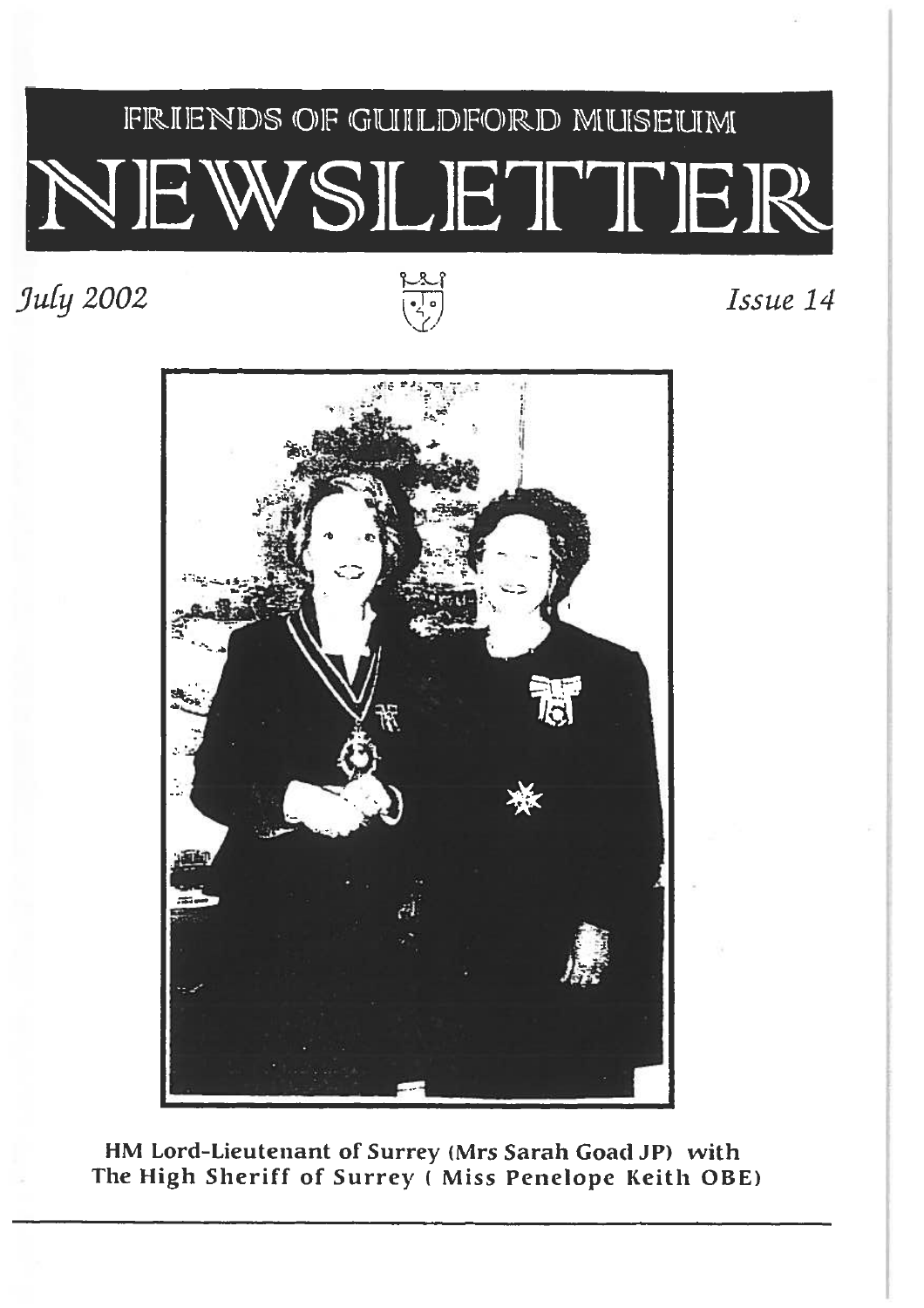FRIENDS OF GUILDFORD MUSEUM

# NEWSLETTER

*July 2002*

*Issue 14*

**HM Lord-Lieutenant of Surrey (Mrs Sarah Goad JP) with The High Sheriff of Surrey ( Miss Penelope Keith OBE)**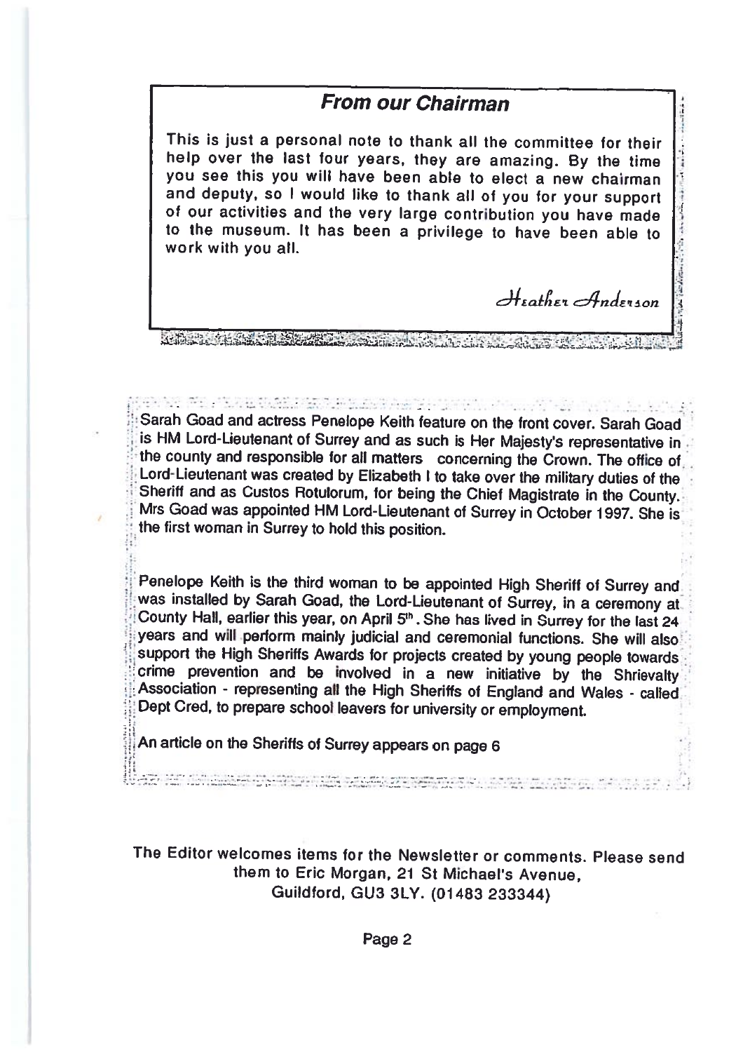## From our Chairman

This is just a personal note to thank all the committee for their help over the last four years, they are amazing. By the time you see this you will have been able to elect a new chairman and deputy, so I would like to thank all of you for your support of our activities and the very large contribution you have made to the museum. It has been a privilege to have been able to work with you all.

*Heather Anderson*

---

Sarah Goad and actress Penelope Keith feature on the front cover. Sarah Goad is HM Lord-Lieutenant of Surrey and as such is Her Majesty's representative in the county and responsible for all matters concerning the Crown. The office of Lord-Lieutenant was created by Elizabeth I to take over the military duties of the Sheriff and as Custos Rotulorum, for being the Chief Magistrate in the County. Mrs Goad was appointed HM Lord-Lieutenant of Surrey in October 1997. She is the first woman in Surrey to hold this position.

Penelope Keith is the third woman to be appointed High Sheriff of Surrey and was installed by Sarah Goad, the Lord-Lieutenant of Surrey, in a ceremony at County Hall, earlier this year, on April 5th. She has lived in Surrey for the last 24 years and will perform mainly judicial and ceremonial functions. She will also support the High Sheriffs Awards for projects created by young people towards crime prevention and be involved in a new initiative by the Shrievalty Association - representing all the High Sheriffs of England and Wales - called Dept Cred, to prepare school leavers for university or employment.

An article on the Sheriffs of Surrey appears on page 6

---

The Editor welcomes items for the Newsletter or comments. Please send them to Eric Morgan, 21 St Michael's Avenue, Guildford, GU3 3LY. (01483 233344)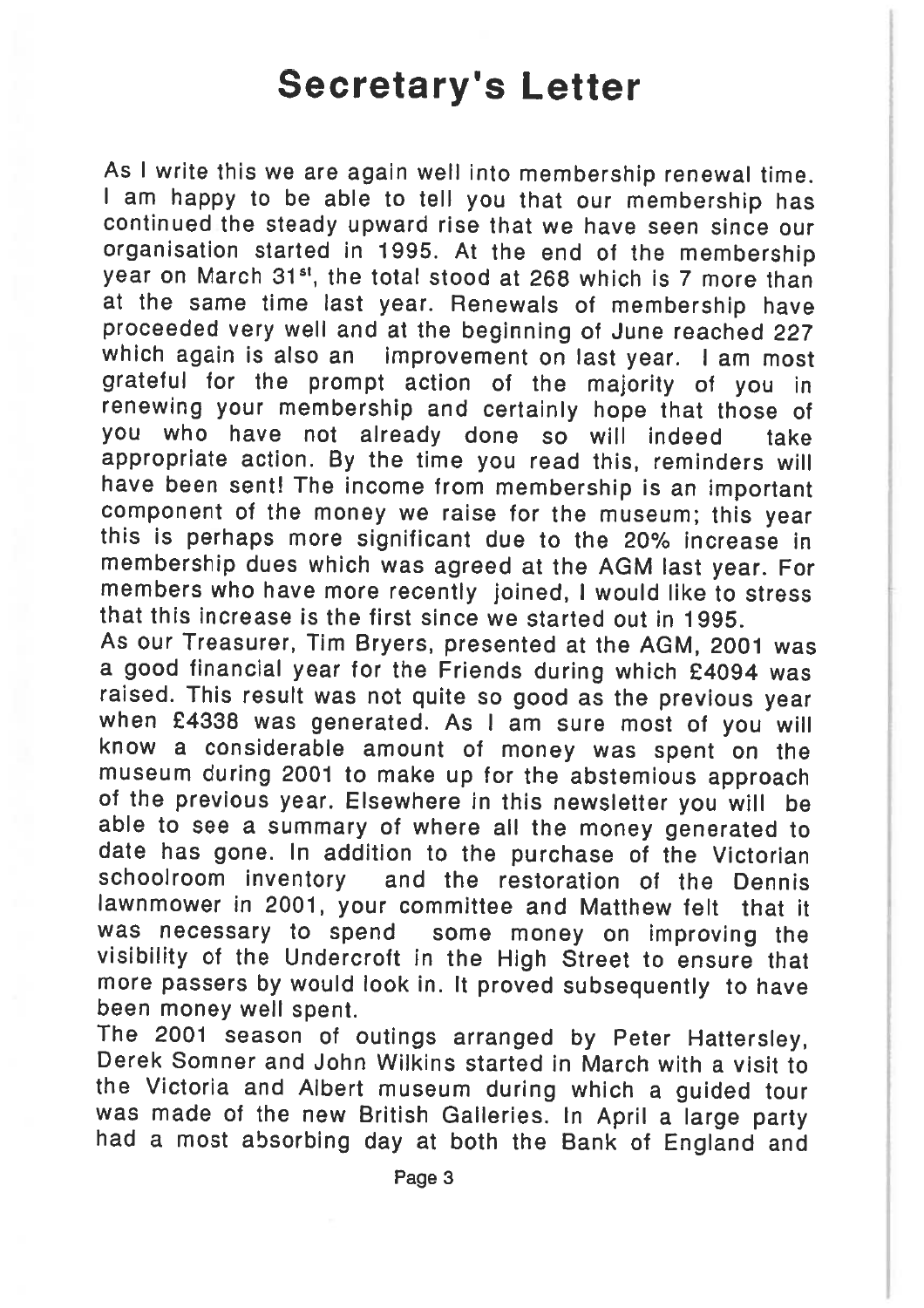# Secretary's Letter

As I write this we are again well into membership renewal time. I am happy to be able to tell you that our membership has continued the steady upward rise that we have seen since our organisation started in 1995. At the end of the membership year on March 31st, the total stood at 268 which is 7 more than at the same time last year. Renewals of membership have proceeded very well and at the beginning of June reached 227 which again is also an improvement on last year. I am most grateful for the prompt action of the majority of you in renewing your membership and certainly hope that those of you who have not already done so will indeed take appropriate action. By the time you read this, reminders will have been sent! The income from membership is an important component of the money we raise for the museum; this year this is perhaps more significant due to the 20% increase in membership dues which was agreed at the AGM last year. For members who have more recently joined, I would like to stress that this increase is the first since we started out in 1995.

As our Treasurer, Tim Bryers, presented at the AGM, 2001 was a good financial year for the Friends during which £4094 was raised. This result was not quite so good as the previous year when £4338 was generated. As I am sure most of you will know a considerable amount of money was spent on the museum during 2001 to make up for the abstemious approach of the previous year. Elsewhere in this newsletter you will be able to see a summary of where all the money generated to date has gone. In addition to the purchase of the Victorian schoolroom inventory and the restoration of the Dennis lawnmower in 2001, your committee and Matthew felt that it was necessary to spend some money on improving the visibility of the Undercroft in the High Street to ensure that more passers by would look in. It proved subsequently to have been money well spent.

The 2001 season of outings arranged by Peter Hattersley, Derek Somner and John Wilkins started in March with a visit to the Victoria and Albert museum during which a guided tour was made of the new British Galleries. In April a large party had a most absorbing day at both the Bank of England and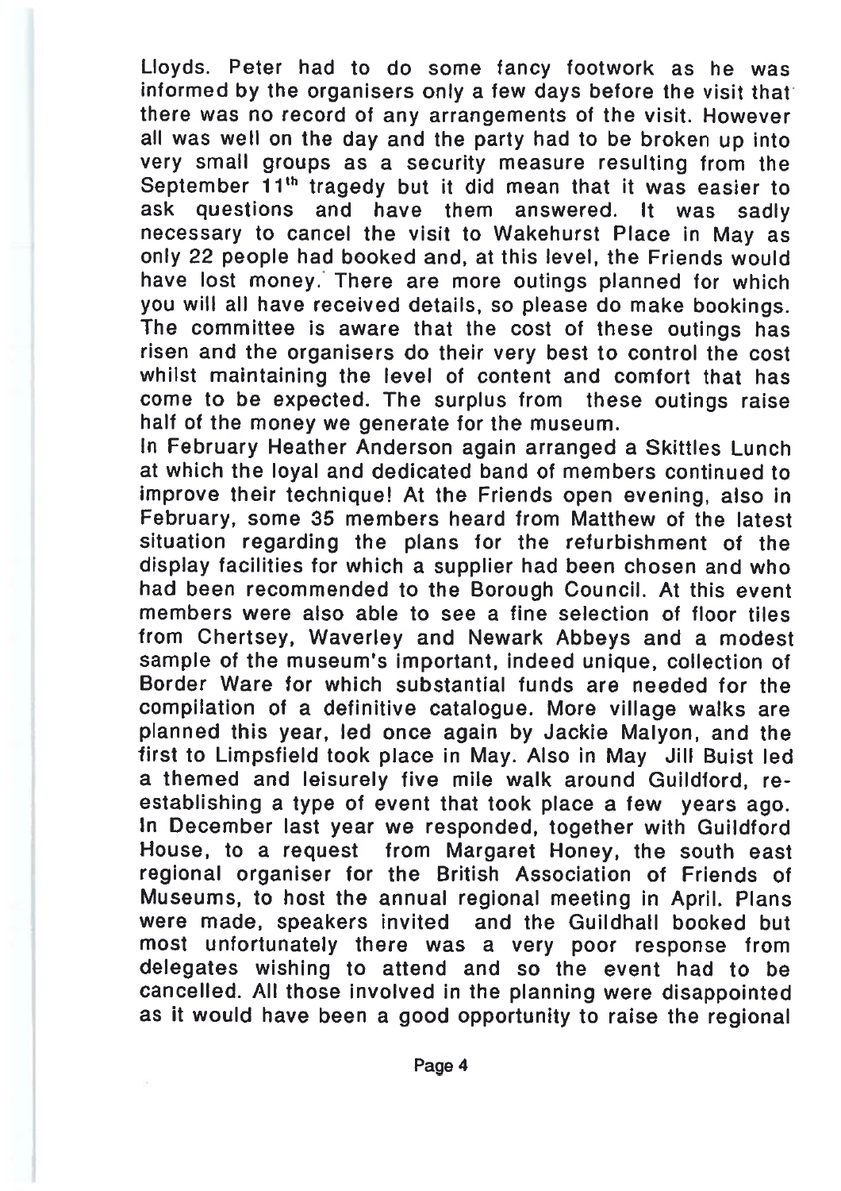Lloyds. Peter had to do some fancy footwork as he was informed by the organisers only a few days before the visit that there was no record of any arrangements of the visit. However all was well on the day and the party had to be broken up into very small groups as a security measure resulting from the September 11th tragedy but it did mean that it was easier to ask questions and have them answered. It was sadly necessary to cancel the visit to Wakehurst Place in May as only 22 people had booked and, at this level, the Friends would have lost money. There are more outings planned for which you will all have received details, so please do make bookings. The committee is aware that the cost of these outings has risen and the organisers do their very best to control the cost whilst maintaining the level of content and comfort that has come to be expected. The surplus from these outings raise half of the money we generate for the museum.

In February Heather Anderson again arranged a Skittles Lunch at which the loyal and dedicated band of members continued to improve their technique! At the Friends open evening, also in February, some 35 members heard from Matthew of the latest situation regarding the plans for the refurbishment of the display facilities for which a supplier had been chosen and who had been recommended to the Borough Council. At this event members were also able to see a fine selection of floor tiles from Chertsey, Waverley and Newark Abbeys and a modest sample of the museum's important, indeed unique, collection of Border Ware for which substantial funds are needed for the compilation of a definitive catalogue. More village walks are planned this year, led once again by Jackie Malyon, and the first to Limpsfield took place in May. Also in May Jill Buist led a themed and leisurely five mile walk around Guildford, re-establishing a type of event that took place a few years ago.

In December last year we responded, together with Guildford House, to a request from Margaret Honey, the south east regional organiser for the British Association of Friends of Museums, to host the annual regional meeting in April. Plans were made, speakers invited and the Guildhall booked but most unfortunately there was a very poor response from delegates wishing to attend and so the event had to be cancelled. All those involved in the planning were disappointed as it would have been a good opportunity to raise the regional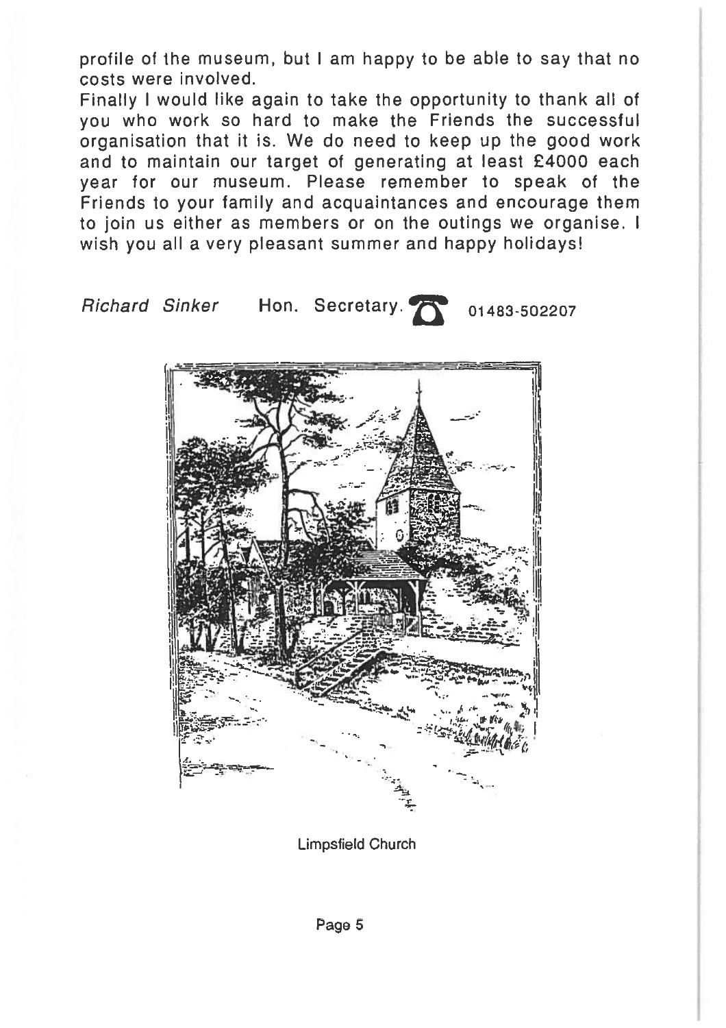profile of the museum, but I am happy to be able to say that no costs were involved.

Finally I would like again to take the opportunity to thank all of you who work so hard to make the Friends the successful organisation that it is. We do need to keep up the good work and to maintain our target of generating at least £4000 each year for our museum. Please remember to speak of the Friends to your family and acquaintances and encourage them to join us either as members or on the outings we organise. I wish you all a very pleasant summer and happy holidays!

*Richard Sinker* Hon. Secretary. ☎ 01483-502207

Limpsfield Church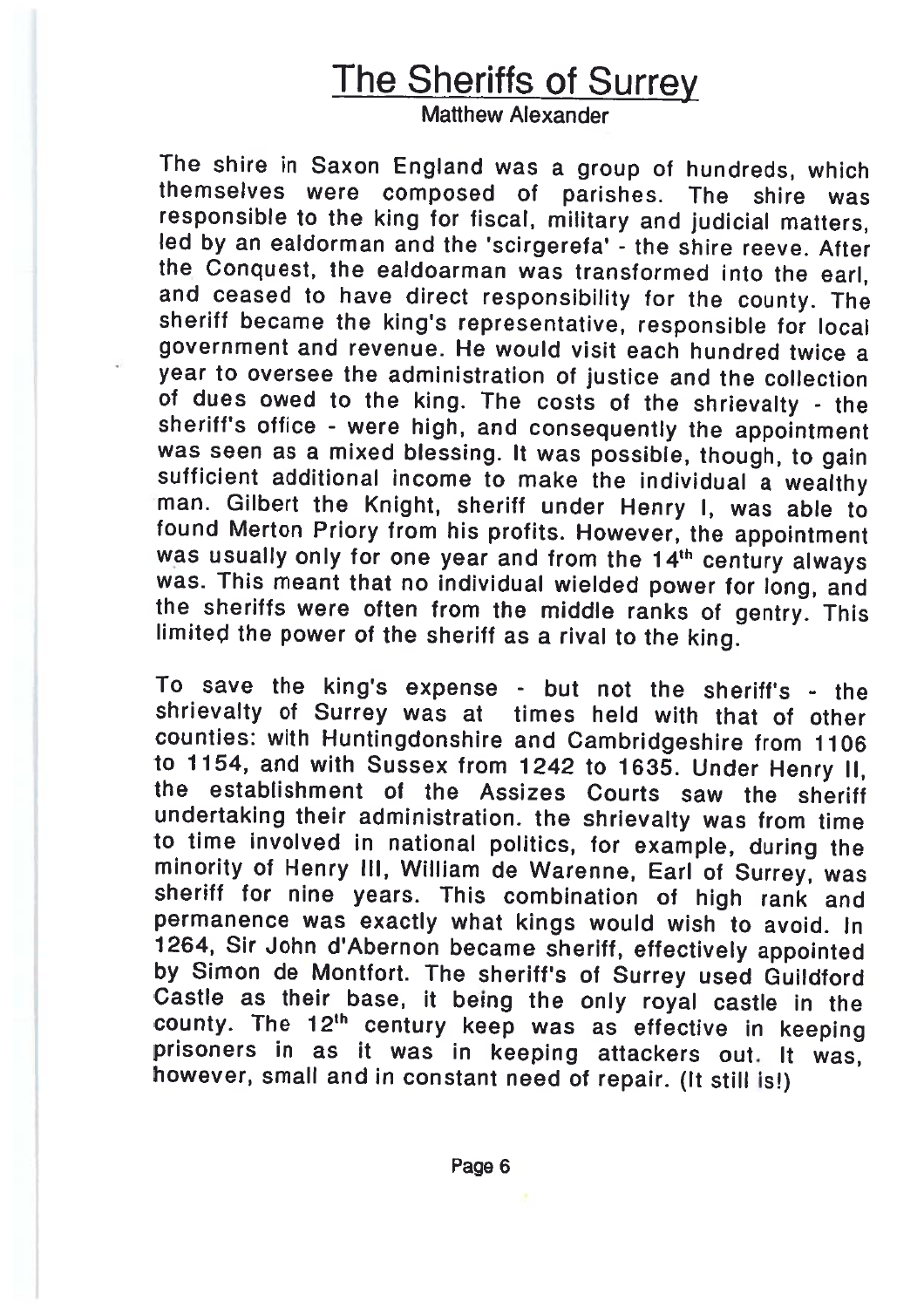# The Sheriffs of Surrey

Matthew Alexander

The shire in Saxon England was a group of hundreds, which themselves were composed of parishes. The shire was responsible to the king for fiscal, military and judicial matters, led by an ealdorman and the 'scirgerefa' - the shire reeve. After the Conquest, the ealdoarman was transformed into the earl, and ceased to have direct responsibility for the county. The sheriff became the king's representative, responsible for local government and revenue. He would visit each hundred twice a year to oversee the administration of justice and the collection of dues owed to the king. The costs of the shrievalty - the sheriff's office - were high, and consequently the appointment was seen as a mixed blessing. It was possible, though, to gain sufficient additional income to make the individual a wealthy man. Gilbert the Knight, sheriff under Henry I, was able to found Merton Priory from his profits. However, the appointment was usually only for one year and from the 14th century always was. This meant that no individual wielded power for long, and the sheriffs were often from the middle ranks of gentry. This limited the power of the sheriff as a rival to the king.

To save the king's expense - but not the sheriff's - the shrievalty of Surrey was at times held with that of other counties: with Huntingdonshire and Cambridgeshire from 1106 to 1154, and with Sussex from 1242 to 1635. Under Henry II, the establishment of the Assizes Courts saw the sheriff undertaking their administration. the shrievalty was from time to time involved in national politics, for example, during the minority of Henry III, William de Warenne, Earl of Surrey, was sheriff for nine years. This combination of high rank and permanence was exactly what kings would wish to avoid. In 1264, Sir John d'Abernon became sheriff, effectively appointed by Simon de Montfort. The sheriff's of Surrey used Guildford Castle as their base, it being the only royal castle in the county. The 12th century keep was as effective in keeping prisoners in as it was in keeping attackers out. It was, however, small and in constant need of repair. (It still is!)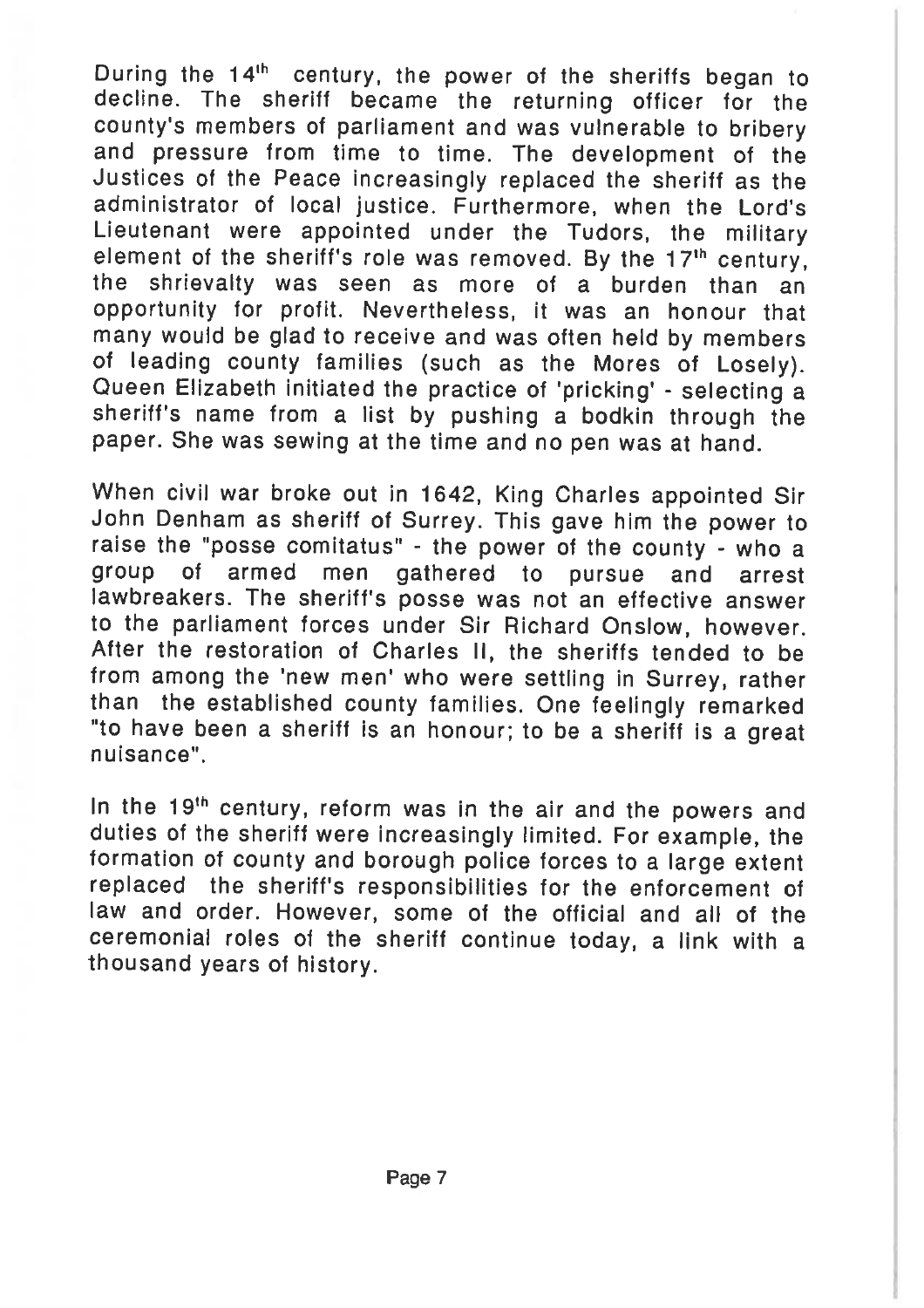During the 14th century, the power of the sheriffs began to decline. The sheriff became the returning officer for the county's members of parliament and was vulnerable to bribery and pressure from time to time. The development of the Justices of the Peace increasingly replaced the sheriff as the administrator of local justice. Furthermore, when the Lord's Lieutenant were appointed under the Tudors, the military element of the sheriff's role was removed. By the 17th century, the shrievalty was seen as more of a burden than an opportunity for profit. Nevertheless, it was an honour that many would be glad to receive and was often held by members of leading county families (such as the Mores of Losely). Queen Elizabeth initiated the practice of 'pricking' - selecting a sheriff's name from a list by pushing a bodkin through the paper. She was sewing at the time and no pen was at hand.

When civil war broke out in 1642, King Charles appointed Sir John Denham as sheriff of Surrey. This gave him the power to raise the "posse comitatus" - the power of the county - who a group of armed men gathered to pursue and arrest lawbreakers. The sheriff's posse was not an effective answer to the parliament forces under Sir Richard Onslow, however. After the restoration of Charles II, the sheriffs tended to be from among the 'new men' who were settling in Surrey, rather than the established county families. One feelingly remarked "to have been a sheriff is an honour; to be a sheriff is a great nuisance".

In the 19th century, reform was in the air and the powers and duties of the sheriff were increasingly limited. For example, the formation of county and borough police forces to a large extent replaced the sheriff's responsibilities for the enforcement of law and order. However, some of the official and all of the ceremonial roles of the sheriff continue today, a link with a thousand years of history.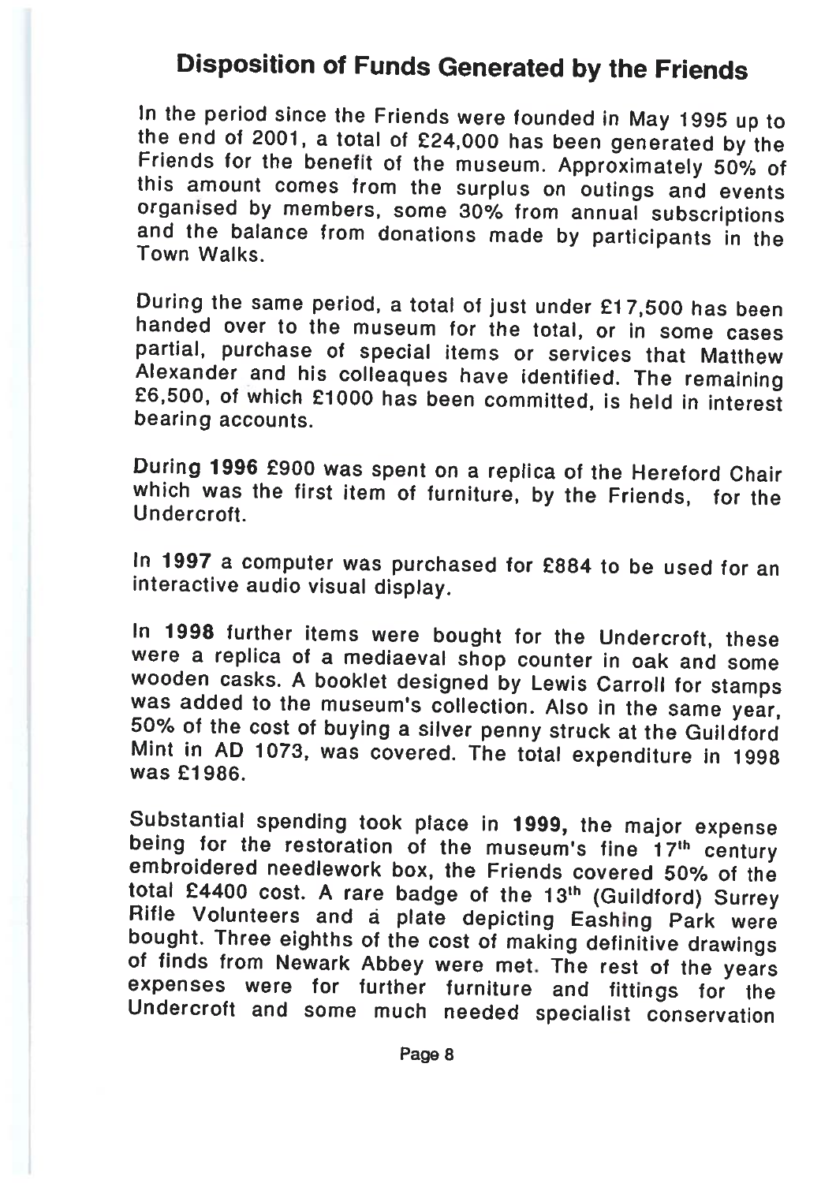# Disposition of Funds Generated by the Friends

In the period since the Friends were founded in May 1995 up to the end of 2001, a total of £24,000 has been generated by the Friends for the benefit of the museum. Approximately 50% of this amount comes from the surplus on outings and events organised by members, some 30% from annual subscriptions and the balance from donations made by participants in the Town Walks.

During the same period, a total of just under £17,500 has been handed over to the museum for the total, or in some cases partial, purchase of special items or services that Matthew Alexander and his colleaques have identified. The remaining £6,500, of which £1000 has been committed, is held in interest bearing accounts.

During **1996** £900 was spent on a replica of the Hereford Chair which was the first item of furniture, by the Friends, for the Undercroft.

In **1997** a computer was purchased for £884 to be used for an interactive audio visual display.

In **1998** further items were bought for the Undercroft, these were a replica of a mediaeval shop counter in oak and some wooden casks. A booklet designed by Lewis Carroll for stamps was added to the museum's collection. Also in the same year, 50% of the cost of buying a silver penny struck at the Guildford Mint in AD 1073, was covered. The total expenditure in 1998 was £1986.

Substantial spending took place in **1999,** the major expense being for the restoration of the museum's fine 17th century embroidered needlework box, the Friends covered 50% of the total £4400 cost. A rare badge of the 13th (Guildford) Surrey Rifle Volunteers and a plate depicting Eashing Park were bought. Three eighths of the cost of making definitive drawings of finds from Newark Abbey were met. The rest of the years expenses were for further furniture and fittings for the Undercroft and some much needed specialist conservation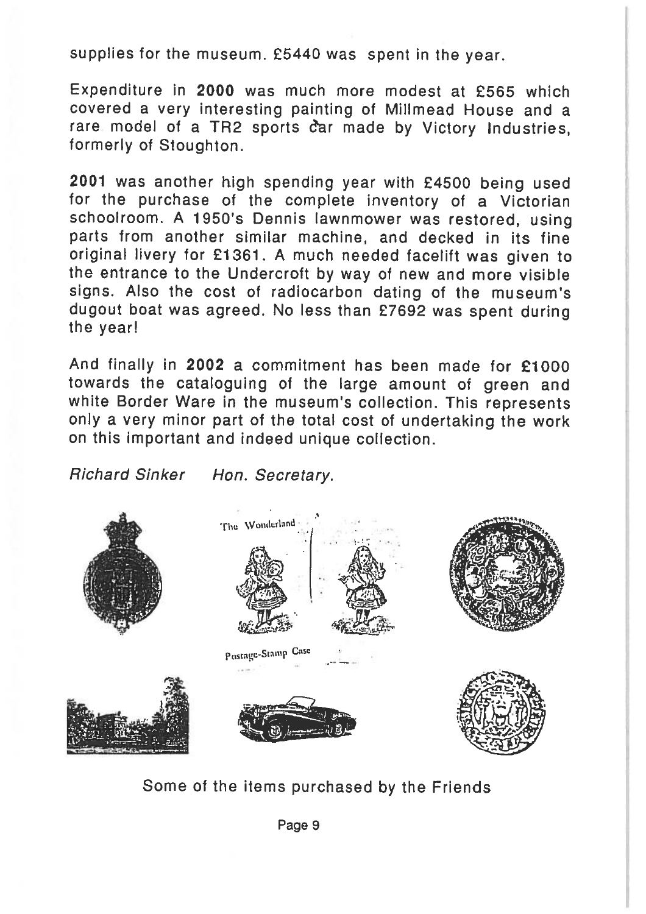supplies for the museum. £5440 was spent in the year.

Expenditure in **2000** was much more modest at £565 which covered a very interesting painting of Millmead House and a rare model of a TR2 sports car made by Victory Industries, formerly of Stoughton.

**2001** was another high spending year with £4500 being used for the purchase of the complete inventory of a Victorian schoolroom. A 1950's Dennis lawnmower was restored, using parts from another similar machine, and decked in its fine original livery for £1361. A much needed facelift was given to the entrance to the Undercroft by way of new and more visible signs. Also the cost of radiocarbon dating of the museum's dugout boat was agreed. No less than £7692 was spent during the year!

And finally in **2002** a commitment has been made for **£1000** towards the cataloguing of the large amount of green and white Border Ware in the museum's collection. This represents only a very minor part of the total cost of undertaking the work on this important and indeed unique collection.

*Richard Sinker    Hon. Secretary.*

Some of the items purchased by the Friends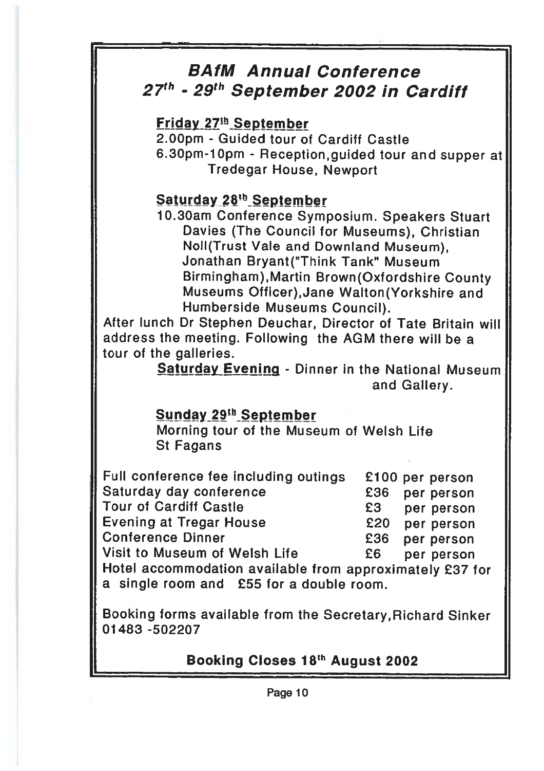# BAfM Annual Conference 27th - 29th September 2002 in Cardiff

**Friday 27th September**

2.00pm - Guided tour of Cardiff Castle

6.30pm-10pm - Reception,guided tour and supper at Tredegar House, Newport

**Saturday 28th September**

10.30am Conference Symposium. Speakers Stuart Davies (The Council for Museums), Christian Noll(Trust Vale and Downland Museum), Jonathan Bryant("Think Tank" Museum Birmingham),Martin Brown(Oxfordshire County Museums Officer),Jane Walton(Yorkshire and Humberside Museums Council).

After lunch Dr Stephen Deuchar, Director of Tate Britain will address the meeting. Following the AGM there will be a tour of the galleries.

**Saturday Evening** - Dinner in the National Museum and Gallery.

**Sunday 29th September**

Morning tour of the Museum of Welsh Life St Fagans

| | |
|---|---|
| Full conference fee including outings | £100 per person |
| Saturday day conference | £36 per person |
| Tour of Cardiff Castle | £3 per person |
| Evening at Tregar House | £20 per person |
| Conference Dinner | £36 per person |
| Visit to Museum of Welsh Life | £6 per person |

Hotel accommodation available from approximately £37 for a single room and £55 for a double room.

Booking forms available from the Secretary,Richard Sinker 01483 -502207

**Booking Closes 18th August 2002**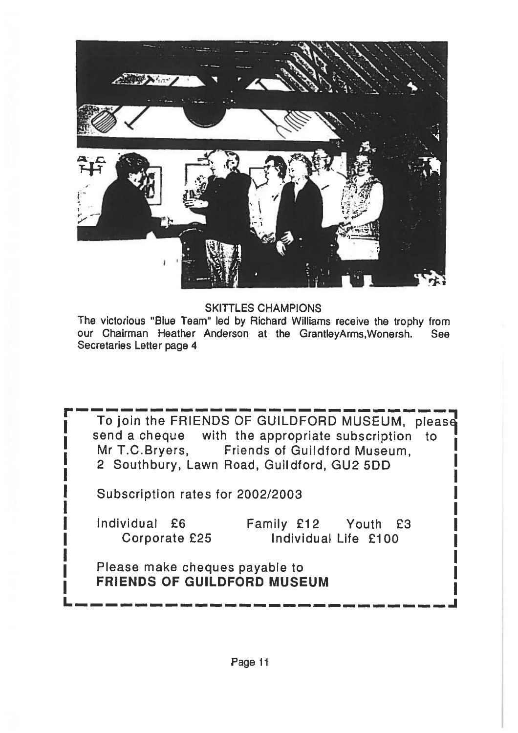SKITTLES CHAMPIONS

The victorious "Blue Team" led by Richard Williams receive the trophy from our Chairman Heather Anderson at the GrantleyArms,Wonersh. See Secretaries Letter page 4

To join the FRIENDS OF GUILDFORD MUSEUM, please send a cheque with the appropriate subscription to Mr T.C.Bryers, Friends of Guildford Museum, 2 Southbury, Lawn Road, Guildford, GU2 5DD

Subscription rates for 2002/2003

Individual £6    Family £12    Youth £3
Corporate £25    Individual Life £100

Please make cheques payable to
**FRIENDS OF GUILDFORD MUSEUM**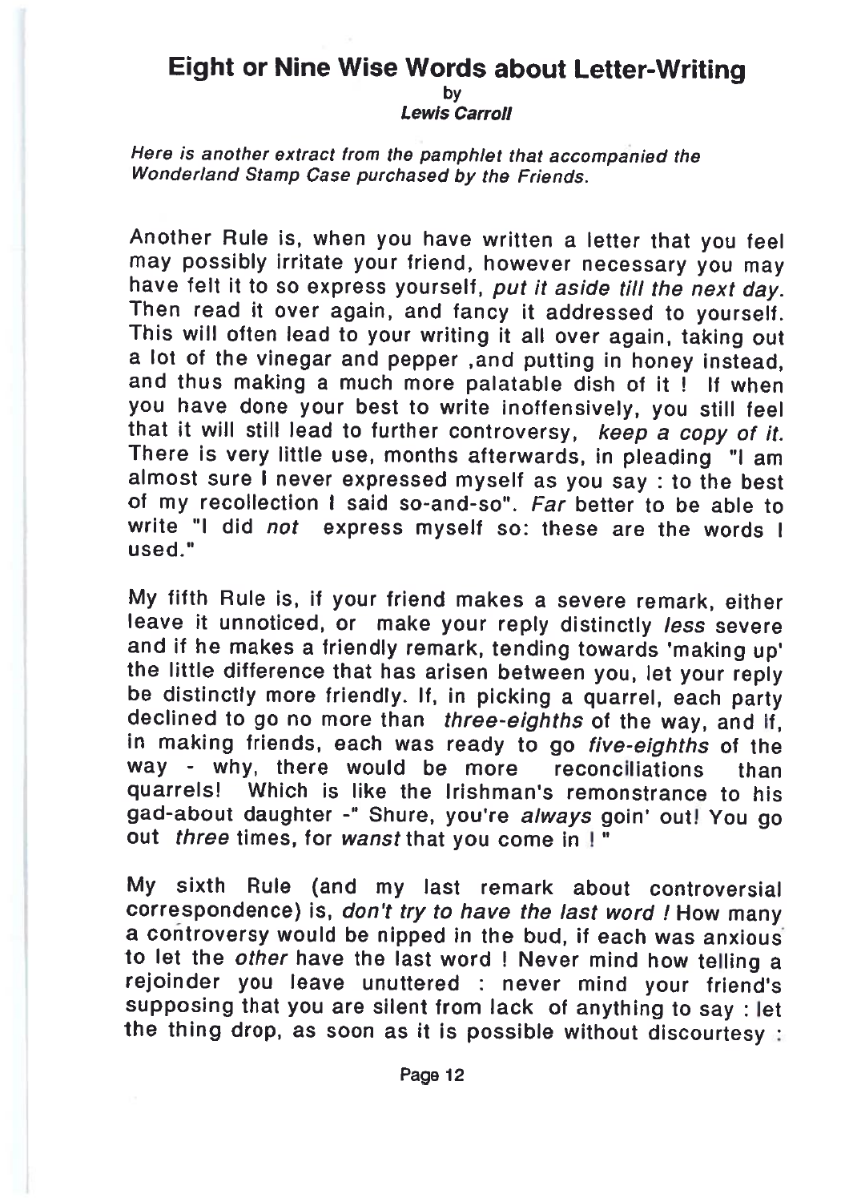# Eight or Nine Wise Words about Letter-Writing

by

*Lewis Carroll*

*Here is another extract from the pamphlet that accompanied the Wonderland Stamp Case purchased by the Friends.*

Another Rule is, when you have written a letter that you feel may possibly irritate your friend, however necessary you may have felt it to so express yourself, *put it aside till the next day.* Then read it over again, and fancy it addressed to yourself. This will often lead to your writing it all over again, taking out a lot of the vinegar and pepper ,and putting in honey instead, and thus making a much more palatable dish of it ! If when you have done your best to write inoffensively, you still feel that it will still lead to further controversy, *keep a copy of it.* There is very little use, months afterwards, in pleading "I am almost sure I never expressed myself as you say : to the best of my recollection I said so-and-so". *Far* better to be able to write "I did *not* express myself so: these are the words I used."

My fifth Rule is, if your friend makes a severe remark, either leave it unnoticed, or make your reply distinctly *less* severe and if he makes a friendly remark, tending towards 'making up' the little difference that has arisen between you, let your reply be distinctly more friendly. If, in picking a quarrel, each party declined to go no more than *three-eighths* of the way, and if, in making friends, each was ready to go *five-eighths* of the way - why, there would be more reconciliations than quarrels! Which is like the Irishman's remonstrance to his gad-about daughter -" Shure, you're *always* goin' out! You go out *three* times, for *wanst* that you come in ! "

My sixth Rule (and my last remark about controversial correspondence) is, *don't try to have the last word !* How many a controversy would be nipped in the bud, if each was anxious to let the *other* have the last word ! Never mind how telling a rejoinder you leave unuttered : never mind your friend's supposing that you are silent from lack of anything to say : let the thing drop, as soon as it is possible without discourtesy :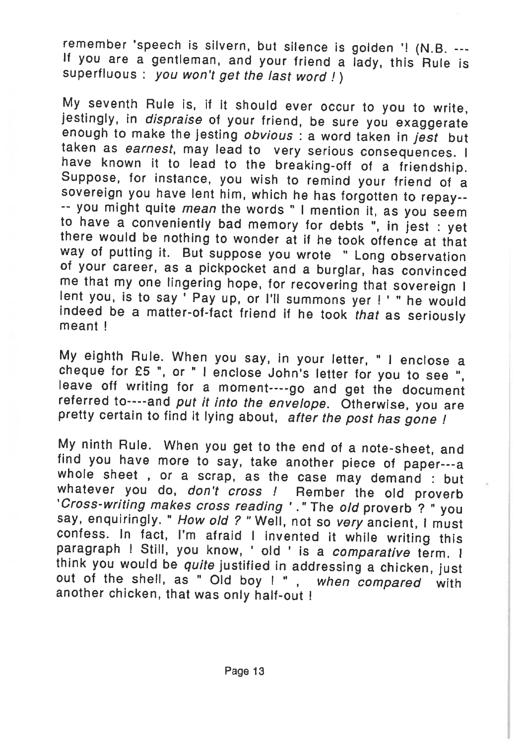remember 'speech is silvern, but silence is golden '! (N.B. --- If you are a gentleman, and your friend a lady, this Rule is superfluous : *you won't get the last word !* )

My seventh Rule is, if it should ever occur to you to write, jestingly, in *dispraise* of your friend, be sure you exaggerate enough to make the jesting *obvious* : a word taken in *jest* but taken as *earnest*, may lead to very serious consequences. I have known it to lead to the breaking-off of a friendship. Suppose, for instance, you wish to remind your friend of a sovereign you have lent him, which he has forgotten to repay---- you might quite *mean* the words " I mention it, as you seem to have a conveniently bad memory for debts ", in jest : yet there would be nothing to wonder at if he took offence at that way of putting it. But suppose you wrote " Long observation of your career, as a pickpocket and a burglar, has convinced me that my one lingering hope, for recovering that sovereign I lent you, is to say ' Pay up, or I'll summons yer ! ' " he would indeed be a matter-of-fact friend if he took *that* as seriously meant !

My eighth Rule. When you say, in your letter, " I enclose a cheque for £5 ", or " I enclose John's letter for you to see ", leave off writing for a moment----go and get the document referred to----and *put it into the envelope*. Otherwise, you are pretty certain to find it lying about, *after the post has gone !*

My ninth Rule. When you get to the end of a note-sheet, and find you have more to say, take another piece of paper---a whole sheet , or a scrap, as the case may demand : but whatever you do, *don't cross !* Rember the old proverb '*Cross-writing makes cross reading* ' ." The *old* proverb ? " you say, enquiringly. " *How old ?* " Well, not so *very* ancient, I must confess. In fact, I'm afraid I invented it while writing this paragraph ! Still, you know, ' old ' is a *comparative* term. I think you would be *quite* justified in addressing a chicken, just out of the shell, as " Old boy ! " , *when compared* with another chicken, that was only half-out !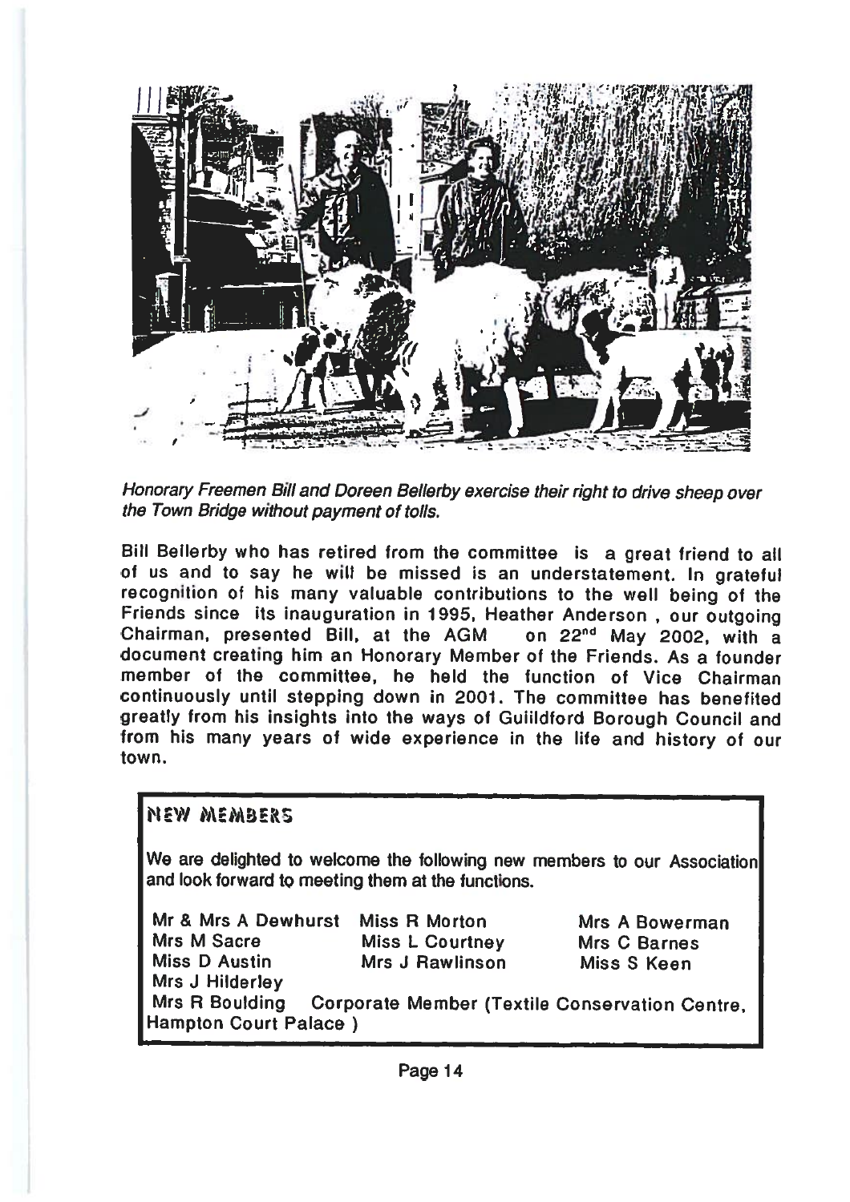*Honorary Freemen Bill and Doreen Bellerby exercise their right to drive sheep over the Town Bridge without payment of tolls.*

Bill Bellerby who has retired from the committee is a great friend to all of us and to say he will be missed is an understatement. In grateful recognition of his many valuable contributions to the well being of the Friends since its inauguration in 1995, Heather Anderson , our outgoing Chairman, presented Bill, at the AGM on 22nd May 2002, with a document creating him an Honorary Member of the Friends. As a founder member of the committee, he held the function of Vice Chairman continuously until stepping down in 2001. The committee has benefited greatly from his insights into the ways of Guildford Borough Council and from his many years of wide experience in the life and history of our town.

## NEW MEMBERS

We are delighted to welcome the following new members to our Association and look forward to meeting them at the functions.

Mr & Mrs A Dewhurst
Miss R Morton
Mrs A Bowerman
Mrs M Sacre
Miss L Courtney
Mrs C Barnes
Miss D Austin
Mrs J Rawlinson
Miss S Keen
Mrs J Hilderley
Mrs R Boulding
Corporate Member (Textile Conservation Centre, Hampton Court Palace )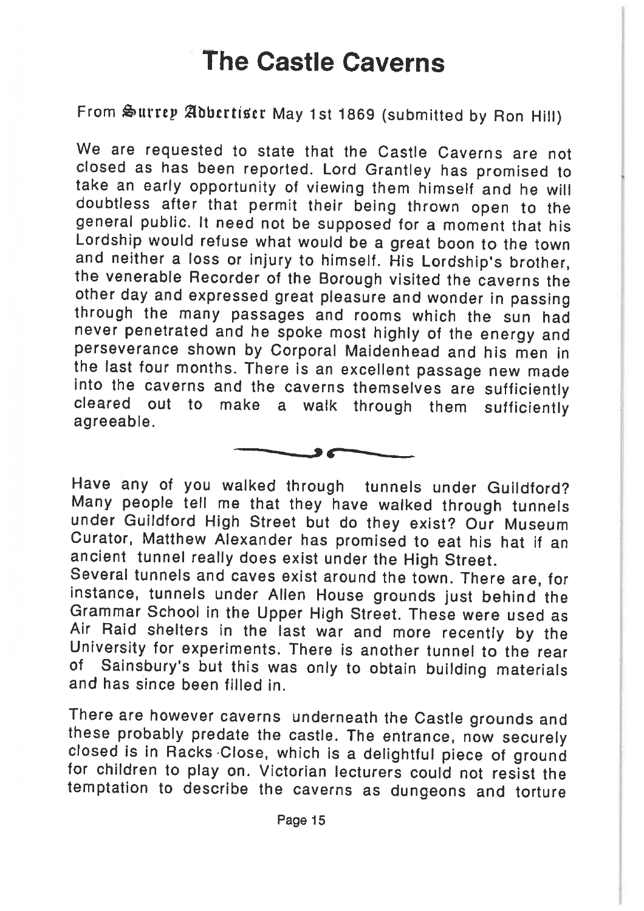# The Castle Caverns

From Surrey Advertiser May 1st 1869 (submitted by Ron Hill)

We are requested to state that the Castle Caverns are not closed as has been reported. Lord Grantley has promised to take an early opportunity of viewing them himself and he will doubtless after that permit their being thrown open to the general public. It need not be supposed for a moment that his Lordship would refuse what would be a great boon to the town and neither a loss or injury to himself. His Lordship's brother, the venerable Recorder of the Borough visited the caverns the other day and expressed great pleasure and wonder in passing through the many passages and rooms which the sun had never penetrated and he spoke most highly of the energy and perseverance shown by Corporal Maidenhead and his men in the last four months. There is an excellent passage new made into the caverns and the caverns themselves are sufficiently cleared out to make a walk through them sufficiently agreeable.

---

Have any of you walked through tunnels under Guildford? Many people tell me that they have walked through tunnels under Guildford High Street but do they exist? Our Museum Curator, Matthew Alexander has promised to eat his hat if an ancient tunnel really does exist under the High Street.

Several tunnels and caves exist around the town. There are, for instance, tunnels under Allen House grounds just behind the Grammar School in the Upper High Street. These were used as Air Raid shelters in the last war and more recently by the University for experiments. There is another tunnel to the rear of Sainsbury's but this was only to obtain building materials and has since been filled in.

There are however caverns underneath the Castle grounds and these probably predate the castle. The entrance, now securely closed is in Racks Close, which is a delightful piece of ground for children to play on. Victorian lecturers could not resist the temptation to describe the caverns as dungeons and torture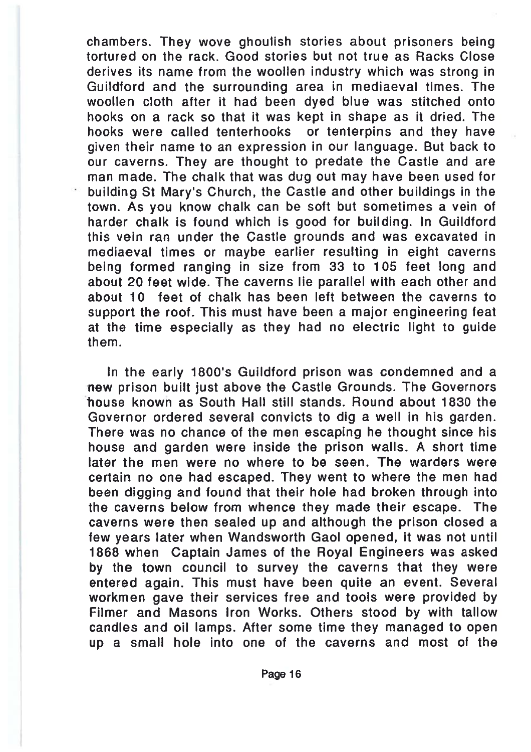chambers. They wove ghoulish stories about prisoners being tortured on the rack. Good stories but not true as Racks Close derives its name from the woollen industry which was strong in Guildford and the surrounding area in mediaeval times. The woollen cloth after it had been dyed blue was stitched onto hooks on a rack so that it was kept in shape as it dried. The hooks were called tenterhooks or tenterpins and they have given their name to an expression in our language. But back to our caverns. They are thought to predate the Castle and are man made. The chalk that was dug out may have been used for building St Mary's Church, the Castle and other buildings in the town. As you know chalk can be soft but sometimes a vein of harder chalk is found which is good for building. In Guildford this vein ran under the Castle grounds and was excavated in mediaeval times or maybe earlier resulting in eight caverns being formed ranging in size from 33 to 105 feet long and about 20 feet wide. The caverns lie parallel with each other and about 10 feet of chalk has been left between the caverns to support the roof. This must have been a major engineering feat at the time especially as they had no electric light to guide them.

In the early 1800's Guildford prison was condemned and a new prison built just above the Castle Grounds. The Governors house known as South Hall still stands. Round about 1830 the Governor ordered several convicts to dig a well in his garden. There was no chance of the men escaping he thought since his house and garden were inside the prison walls. A short time later the men were no where to be seen. The warders were certain no one had escaped. They went to where the men had been digging and found that their hole had broken through into the caverns below from whence they made their escape. The caverns were then sealed up and although the prison closed a few years later when Wandsworth Gaol opened, it was not until 1868 when Captain James of the Royal Engineers was asked by the town council to survey the caverns that they were entered again. This must have been quite an event. Several workmen gave their services free and tools were provided by Filmer and Masons Iron Works. Others stood by with tallow candles and oil lamps. After some time they managed to open up a small hole into one of the caverns and most of the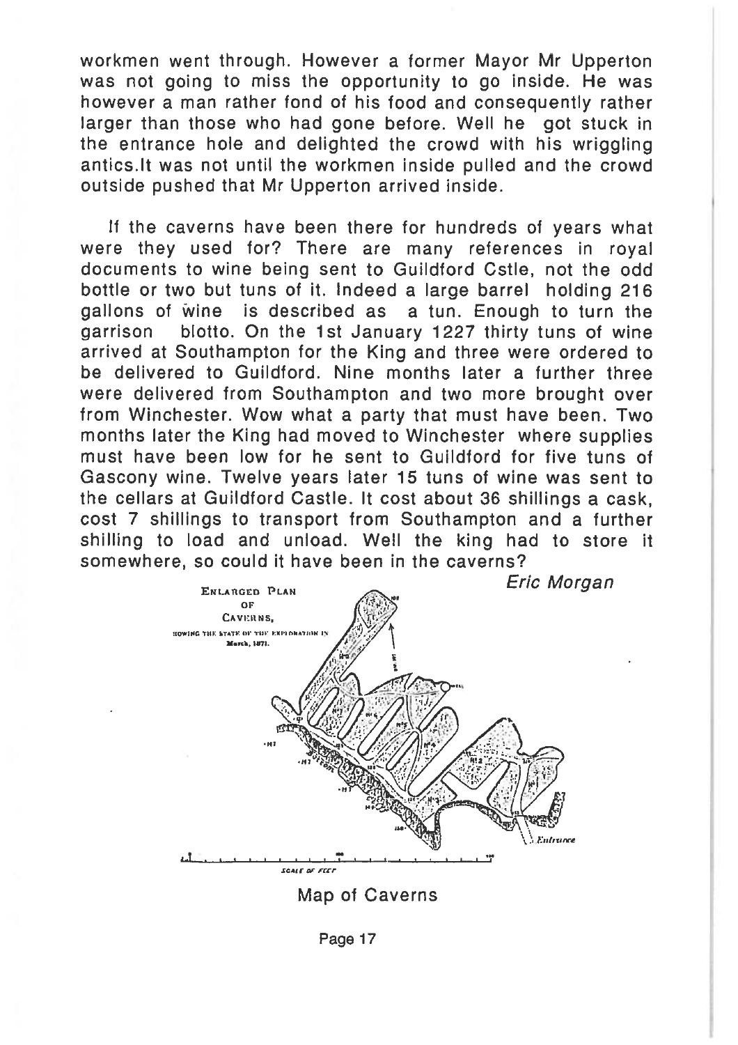workmen went through. However a former Mayor Mr Upperton was not going to miss the opportunity to go inside. He was however a man rather fond of his food and consequently rather larger than those who had gone before. Well he got stuck in the entrance hole and delighted the crowd with his wriggling antics.It was not until the workmen inside pulled and the crowd outside pushed that Mr Upperton arrived inside.

If the caverns have been there for hundreds of years what were they used for? There are many references in royal documents to wine being sent to Guildford Cstle, not the odd bottle or two but tuns of it. Indeed a large barrel holding 216 gallons of wine is described as a tun. Enough to turn the garrison blotto. On the 1st January 1227 thirty tuns of wine arrived at Southampton for the King and three were ordered to be delivered to Guildford. Nine months later a further three were delivered from Southampton and two more brought over from Winchester. Wow what a party that must have been. Two months later the King had moved to Winchester where supplies must have been low for he sent to Guildford for five tuns of Gascony wine. Twelve years later 15 tuns of wine was sent to the cellars at Guildford Castle. It cost about 36 shillings a cask, cost 7 shillings to transport from Southampton and a further shilling to load and unload. Well the king had to store it somewhere, so could it have been in the caverns?

*Eric Morgan*

Map of Caverns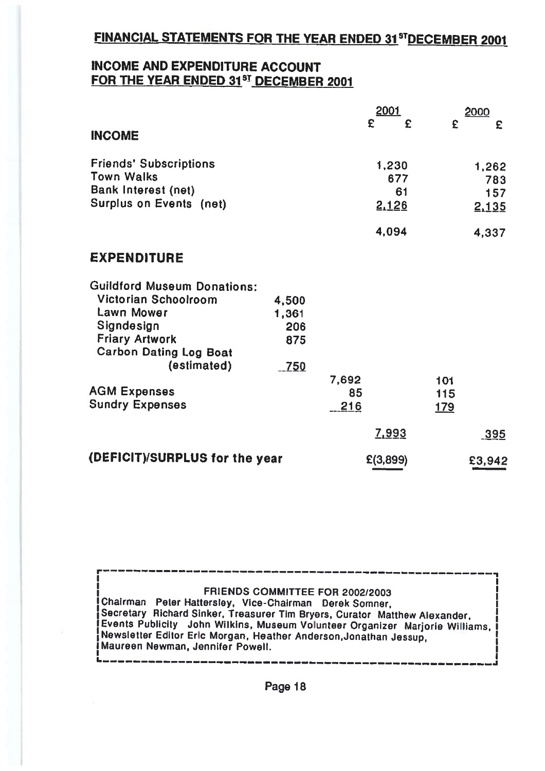## FINANCIAL STATEMENTS FOR THE YEAR ENDED 31[ST] DECEMBER 2001

### INCOME AND EXPENDITURE ACCOUNT FOR THE YEAR ENDED 31[ST] DECEMBER 2001

| | | 2001 | | 2000 | |
|---|---|---|---|---|---|
| | | £ | £ | £ | £ |
| **INCOME** | | | | | |
| Friends' Subscriptions | | | 1,230 | | 1,262 |
| Town Walks | | | 677 | | 783 |
| Bank Interest (net) | | | 61 | | 157 |
| Surplus on Events (net) | | | 2,126 | | 2,135 |
| | | | 4,094 | | 4,337 |
| **EXPENDITURE** | | | | | |
| Guildford Museum Donations: | | | | | |
| Victorian Schoolroom | 4,500 | | | | |
| Lawn Mower | 1,361 | | | | |
| Signdesign | 206 | | | | |
| Friary Artwork | 875 | | | | |
| Carbon Dating Log Boat (estimated) | 750 | | | | |
| | | 7,692 | | 101 | |
| AGM Expenses | | 85 | | 115 | |
| Sundry Expenses | | 216 | | 179 | |
| | | | 7,993 | | 395 |
| **(DEFICIT)/SURPLUS for the year** | | | £(3,899) | | £3,942 |

---

**FRIENDS COMMITTEE FOR 2002/2003**

Chairman Peter Hattersley, Vice-Chairman Derek Somner, Secretary Richard Sinker, Treasurer Tim Bryers, Curator Matthew Alexander, Events Publicity John Wilkins, Museum Volunteer Organizer Marjorie Williams, Newsletter Editor Eric Morgan, Heather Anderson, Jonathan Jessup, Maureen Newman, Jennifer Powell.

---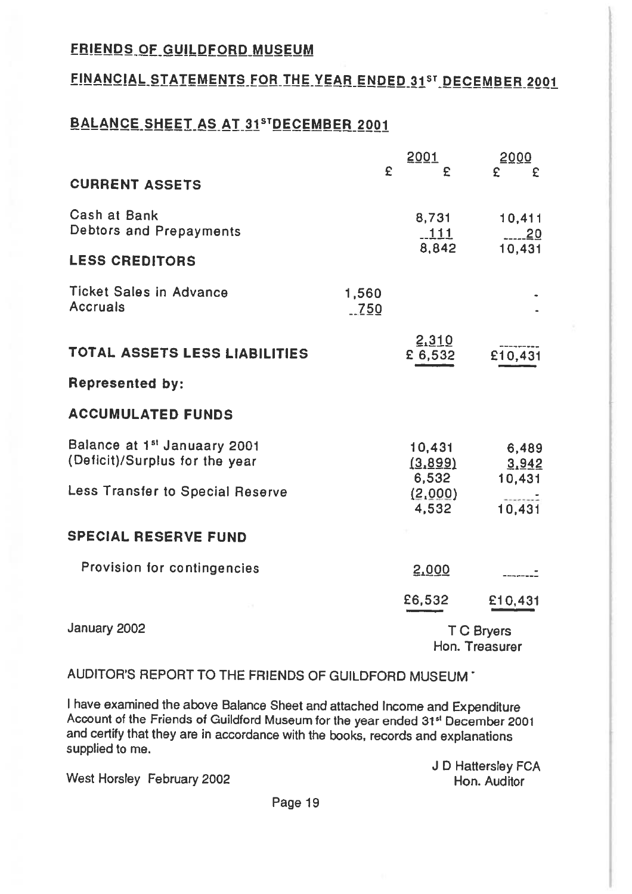## FRIENDS OF GUILDFORD MUSEUM

## FINANCIAL STATEMENTS FOR THE YEAR ENDED 31ST DECEMBER 2001

## BALANCE SHEET AS AT 31ST DECEMBER 2001

| | 2001 | | 2000 | |
|---|---|---|---|---|
| | £ | £ | £ | £ |
| **CURRENT ASSETS** | | | | |
| Cash at Bank | | 8,731 | | 10,411 |
| Debtors and Prepayments | | 111 | | 20 |
| | | 8,842 | | 10,431 |
| **LESS CREDITORS** | | | | |
| Ticket Sales in Advance | 1,560 | | | - |
| Accruals | 750 | | | - |
| | | 2,310 | | - |
| **TOTAL ASSETS LESS LIABILITIES** | | £ 6,532 | | £10,431 |
| **Represented by:** | | | | |
| **ACCUMULATED FUNDS** | | | | |
| Balance at 1st Januaary 2001 | | 10,431 | | 6,489 |
| (Deficit)/Surplus for the year | | (3,899) | | 3,942 |
| | | 6,532 | | 10,431 |
| Less Transfer to Special Reserve | | (2,000) | | - |
| | | 4,532 | | 10,431 |
| **SPECIAL RESERVE FUND** | | | | |
| Provision for contingencies | | 2,000 | | - |
| | | £6,532 | | £10,431 |

January 2002

T C Bryers
Hon. Treasurer

AUDITOR'S REPORT TO THE FRIENDS OF GUILDFORD MUSEUM

I have examined the above Balance Sheet and attached Income and Expenditure Account of the Friends of Guildford Museum for the year ended 31st December 2001 and certify that they are in accordance with the books, records and explanations supplied to me.

West Horsley February 2002

J D Hattersley FCA
Hon. Auditor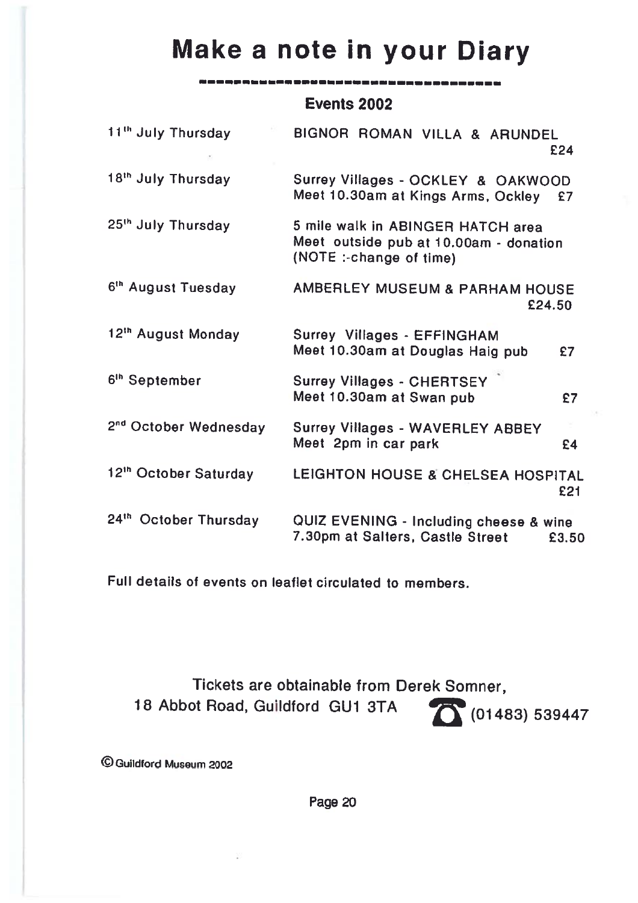# Make a note in your Diary

## Events 2002

| | |
|---|---|
| 11th July Thursday | BIGNOR ROMAN VILLA & ARUNDEL £24 |
| 18th July Thursday | Surrey Villages - OCKLEY & OAKWOOD<br>Meet 10.30am at Kings Arms, Ockley £7 |
| 25th July Thursday | 5 mile walk in ABINGER HATCH area<br>Meet outside pub at 10.00am - donation<br>(NOTE :-change of time) |
| 6th August Tuesday | AMBERLEY MUSEUM & PARHAM HOUSE £24.50 |
| 12th August Monday | Surrey Villages - EFFINGHAM<br>Meet 10.30am at Douglas Haig pub £7 |
| 6th September | Surrey Villages - CHERTSEY<br>Meet 10.30am at Swan pub £7 |
| 2nd October Wednesday | Surrey Villages - WAVERLEY ABBEY<br>Meet 2pm in car park £4 |
| 12th October Saturday | LEIGHTON HOUSE & CHELSEA HOSPITAL £21 |
| 24th October Thursday | QUIZ EVENING - Including cheese & wine<br>7.30pm at Salters, Castle Street £3.50 |

Full details of events on leaflet circulated to members.

Tickets are obtainable from Derek Somner,
18 Abbot Road, Guildford GU1 3TA ☎ (01483) 539447

© Guildford Museum 2002